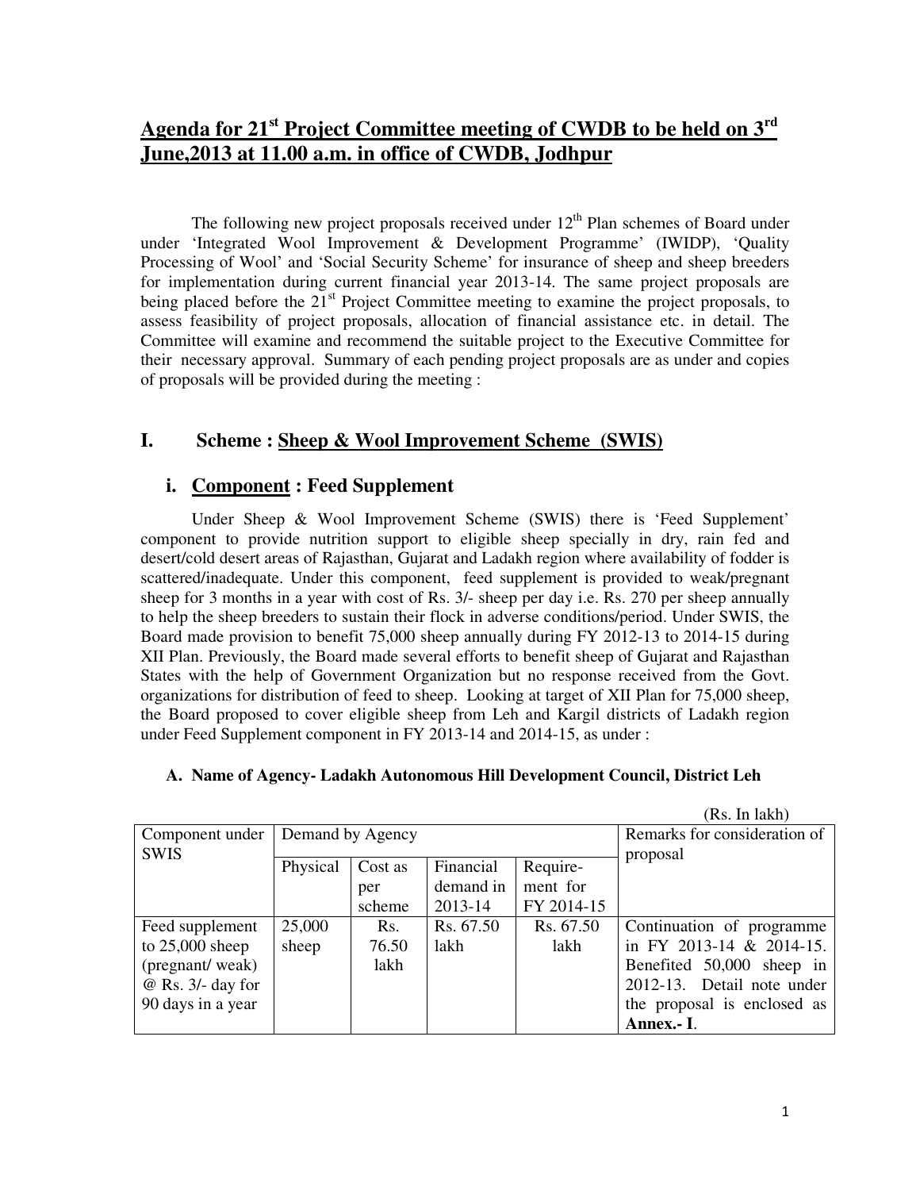# Agenda for 21st Project Committee meeting of CWDB to be held on 3rd June,2013 at 11.00 a.m. in office of CWDB, Jodhpur

The following new project proposals received under 12th Plan schemes of Board under under 'Integrated Wool Improvement & Development Programme' (IWIDP), 'Quality Processing of Wool' and 'Social Security Scheme' for insurance of sheep and sheep breeders for implementation during current financial year 2013-14. The same project proposals are being placed before the 21st Project Committee meeting to examine the project proposals, to assess feasibility of project proposals, allocation of financial assistance etc. in detail. The Committee will examine and recommend the suitable project to the Executive Committee for their necessary approval. Summary of each pending project proposals are as under and copies of proposals will be provided during the meeting :

## I. Scheme : Sheep & Wool Improvement Scheme (SWIS)

### i. Component : Feed Supplement

Under Sheep & Wool Improvement Scheme (SWIS) there is 'Feed Supplement' component to provide nutrition support to eligible sheep specially in dry, rain fed and desert/cold desert areas of Rajasthan, Gujarat and Ladakh region where availability of fodder is scattered/inadequate. Under this component, feed supplement is provided to weak/pregnant sheep for 3 months in a year with cost of Rs. 3/- sheep per day i.e. Rs. 270 per sheep annually to help the sheep breeders to sustain their flock in adverse conditions/period. Under SWIS, the Board made provision to benefit 75,000 sheep annually during FY 2012-13 to 2014-15 during XII Plan. Previously, the Board made several efforts to benefit sheep of Gujarat and Rajasthan States with the help of Government Organization but no response received from the Govt. organizations for distribution of feed to sheep. Looking at target of XII Plan for 75,000 sheep, the Board proposed to cover eligible sheep from Leh and Kargil districts of Ladakh region under Feed Supplement component in FY 2013-14 and 2014-15, as under :

#### A. Name of Agency- Ladakh Autonomous Hill Development Council, District Leh

(Rs. In lakh)

| Component under SWIS | Demand by Agency | | | | Remarks for consideration of proposal |
|---|---|---|---|---|---|
| | Physical | Cost as per scheme | Financial demand in 2013-14 | Require-ment for FY 2014-15 | |
| Feed supplement to 25,000 sheep (pregnant/ weak) @ Rs. 3/- day for 90 days in a year | 25,000 sheep | Rs. 76.50 lakh | Rs. 67.50 lakh | Rs. 67.50 lakh | Continuation of programme in FY 2013-14 & 2014-15. Benefited 50,000 sheep in 2012-13. Detail note under the proposal is enclosed as **Annex.- I**. |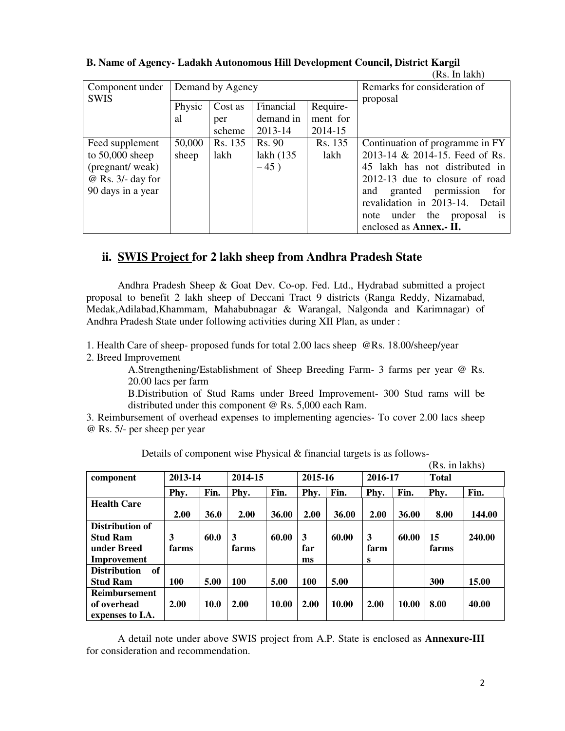**B. Name of Agency- Ladakh Autonomous Hill Development Council, District Kargil**

(Rs. In lakh)

| Component under SWIS | Demand by Agency | | | | Remarks for consideration of proposal |
|---|---|---|---|---|---|
| | Physical | Cost as per scheme | Financial demand in 2013-14 | Require-ment for 2014-15 | |
| Feed supplement to 50,000 sheep (pregnant/ weak) @ Rs. 3/- day for 90 days in a year | 50,000 sheep | Rs. 135 lakh | Rs. 90 lakh (135 – 45 ) | Rs. 135 lakh | Continuation of programme in FY 2013-14 & 2014-15. Feed of Rs. 45 lakh has not distributed in 2012-13 due to closure of road and granted permission for revalidation in 2013-14. Detail note under the proposal is enclosed as **Annex.- II.** |

## ii. <u>SWIS Project</u> for 2 lakh sheep from Andhra Pradesh State

Andhra Pradesh Sheep & Goat Dev. Co-op. Fed. Ltd., Hydrabad submitted a project proposal to benefit 2 lakh sheep of Deccani Tract 9 districts (Ranga Reddy, Nizamabad, Medak,Adilabad,Khammam, Mahabubnagar & Warangal, Nalgonda and Karimnagar) of Andhra Pradesh State under following activities during XII Plan, as under :

1. Health Care of sheep- proposed funds for total 2.00 lacs sheep @Rs. 18.00/sheep/year
2. Breed Improvement
   A.Strengthening/Establishment of Sheep Breeding Farm- 3 farms per year @ Rs. 20.00 lacs per farm
   B.Distribution of Stud Rams under Breed Improvement- 300 Stud rams will be distributed under this component @ Rs. 5,000 each Ram.
3. Reimbursement of overhead expenses to implementing agencies- To cover 2.00 lacs sheep @ Rs. 5/- per sheep per year

Details of component wise Physical & financial targets is as follows-

(Rs. in lakhs)

| component | 2013-14 | | 2014-15 | | 2015-16 | | 2016-17 | | Total | |
|---|---|---|---|---|---|---|---|---|---|---|
| | **Phy.** | **Fin.** | **Phy.** | **Fin.** | **Phy.** | **Fin.** | **Phy.** | **Fin.** | **Phy.** | **Fin.** |
| **Health Care** | **2.00** | **36.0** | **2.00** | **36.00** | **2.00** | **36.00** | **2.00** | **36.00** | **8.00** | **144.00** |
| **Distribution of Stud Ram under Breed Improvement** | **3 farms** | **60.0** | **3 farms** | **60.00** | **3 farms** | **60.00** | **3 farms** | **60.00** | **15 farms** | **240.00** |
| **Distribution of Stud Ram** | **100** | **5.00** | **100** | **5.00** | **100** | **5.00** | | | **300** | **15.00** |
| **Reimbursement of overhead expenses to I.A.** | **2.00** | **10.0** | **2.00** | **10.00** | **2.00** | **10.00** | **2.00** | **10.00** | **8.00** | **40.00** |

A detail note under above SWIS project from A.P. State is enclosed as **Annexure-III** for consideration and recommendation.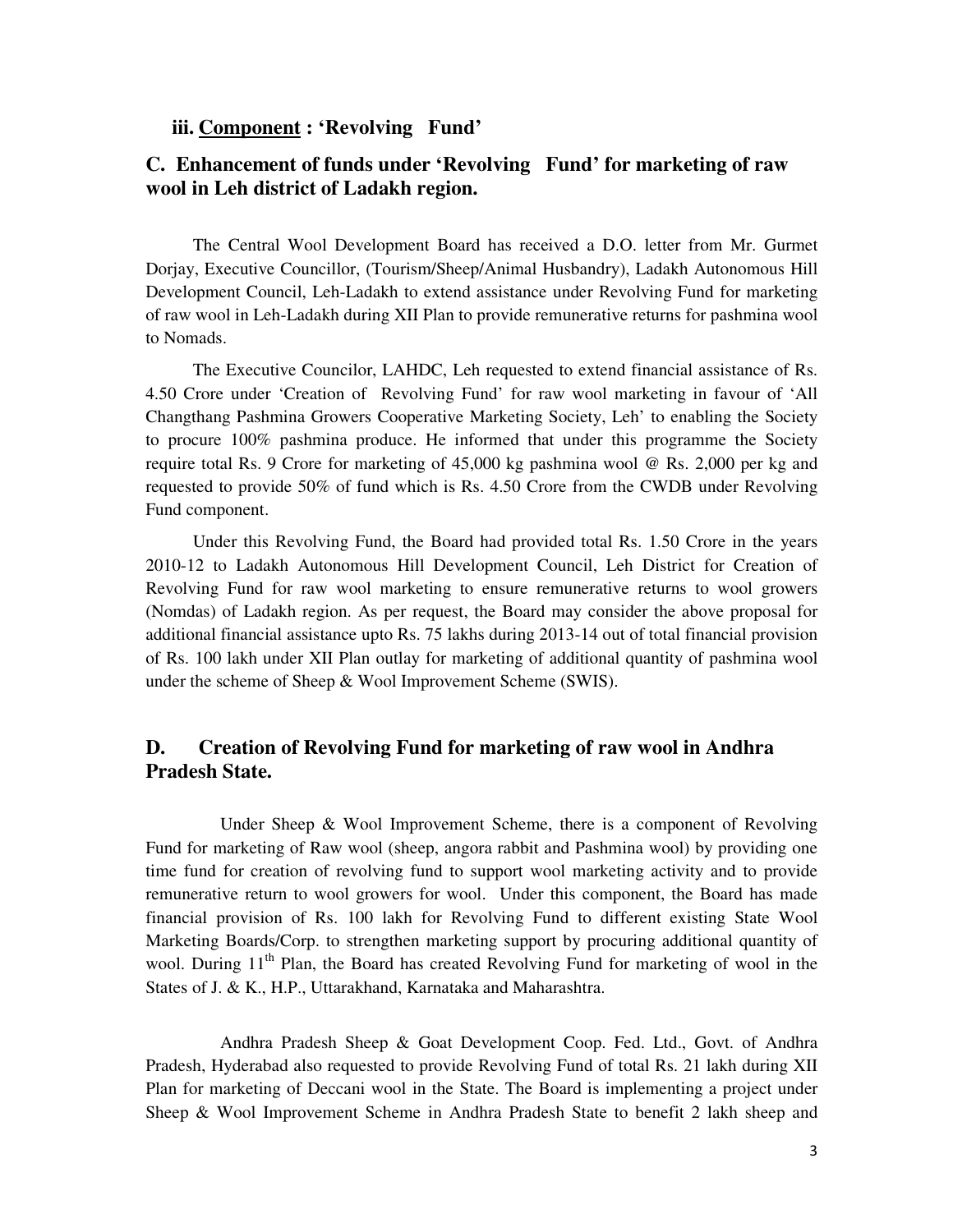### iii. <u>Component</u> : 'Revolving Fund'

## C. Enhancement of funds under 'Revolving Fund' for marketing of raw wool in Leh district of Ladakh region.

The Central Wool Development Board has received a D.O. letter from Mr. Gurmet Dorjay, Executive Councillor, (Tourism/Sheep/Animal Husbandry), Ladakh Autonomous Hill Development Council, Leh-Ladakh to extend assistance under Revolving Fund for marketing of raw wool in Leh-Ladakh during XII Plan to provide remunerative returns for pashmina wool to Nomads.

The Executive Councilor, LAHDC, Leh requested to extend financial assistance of Rs. 4.50 Crore under 'Creation of Revolving Fund' for raw wool marketing in favour of 'All Changthang Pashmina Growers Cooperative Marketing Society, Leh' to enabling the Society to procure 100% pashmina produce. He informed that under this programme the Society require total Rs. 9 Crore for marketing of 45,000 kg pashmina wool @ Rs. 2,000 per kg and requested to provide 50% of fund which is Rs. 4.50 Crore from the CWDB under Revolving Fund component.

Under this Revolving Fund, the Board had provided total Rs. 1.50 Crore in the years 2010-12 to Ladakh Autonomous Hill Development Council, Leh District for Creation of Revolving Fund for raw wool marketing to ensure remunerative returns to wool growers (Nomdas) of Ladakh region. As per request, the Board may consider the above proposal for additional financial assistance upto Rs. 75 lakhs during 2013-14 out of total financial provision of Rs. 100 lakh under XII Plan outlay for marketing of additional quantity of pashmina wool under the scheme of Sheep & Wool Improvement Scheme (SWIS).

## D. Creation of Revolving Fund for marketing of raw wool in Andhra Pradesh State.

Under Sheep & Wool Improvement Scheme, there is a component of Revolving Fund for marketing of Raw wool (sheep, angora rabbit and Pashmina wool) by providing one time fund for creation of revolving fund to support wool marketing activity and to provide remunerative return to wool growers for wool. Under this component, the Board has made financial provision of Rs. 100 lakh for Revolving Fund to different existing State Wool Marketing Boards/Corp. to strengthen marketing support by procuring additional quantity of wool. During 11th Plan, the Board has created Revolving Fund for marketing of wool in the States of J. & K., H.P., Uttarakhand, Karnataka and Maharashtra.

Andhra Pradesh Sheep & Goat Development Coop. Fed. Ltd., Govt. of Andhra Pradesh, Hyderabad also requested to provide Revolving Fund of total Rs. 21 lakh during XII Plan for marketing of Deccani wool in the State. The Board is implementing a project under Sheep & Wool Improvement Scheme in Andhra Pradesh State to benefit 2 lakh sheep and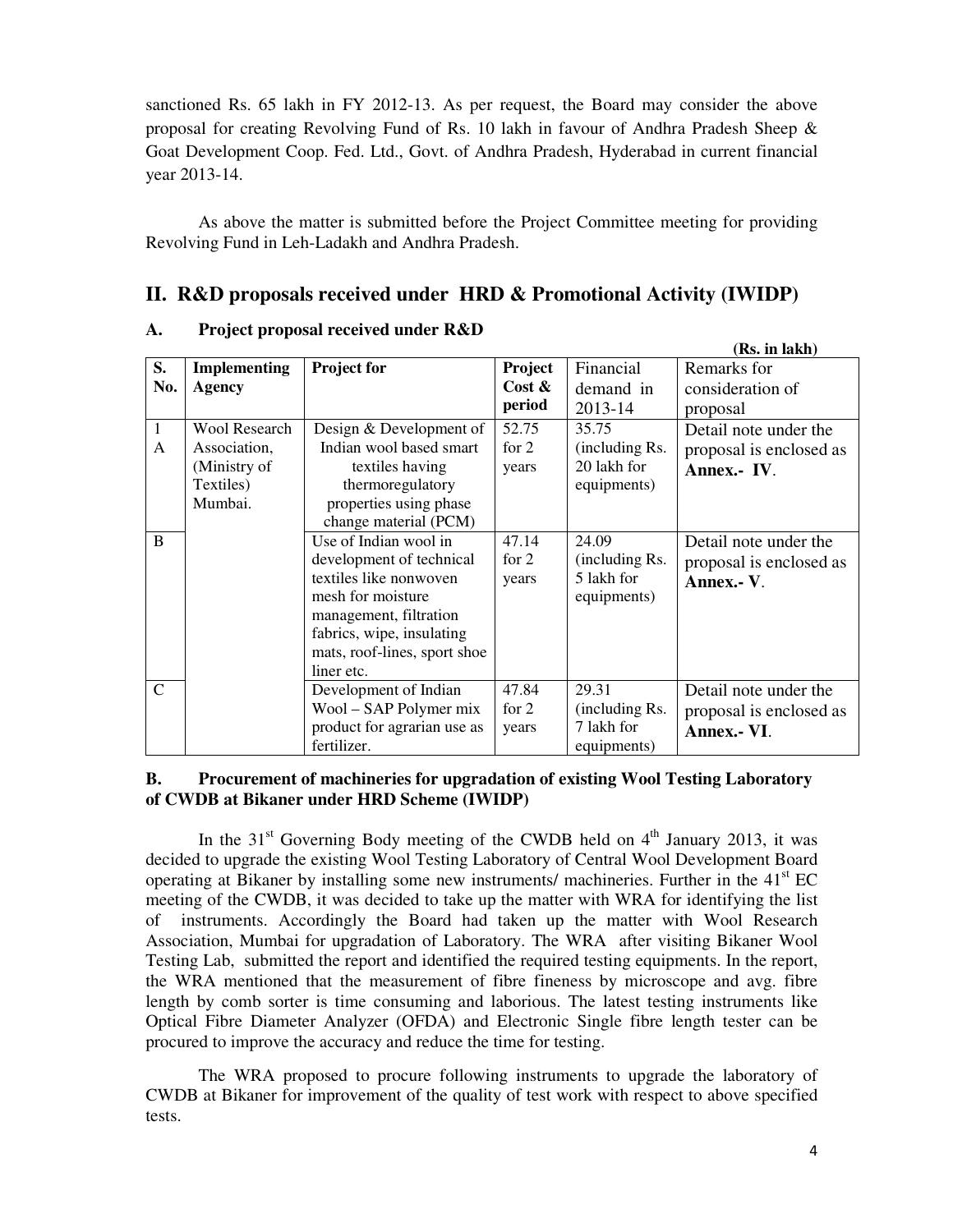sanctioned Rs. 65 lakh in FY 2012-13. As per request, the Board may consider the above proposal for creating Revolving Fund of Rs. 10 lakh in favour of Andhra Pradesh Sheep & Goat Development Coop. Fed. Ltd., Govt. of Andhra Pradesh, Hyderabad in current financial year 2013-14.

As above the matter is submitted before the Project Committee meeting for providing Revolving Fund in Leh-Ladakh and Andhra Pradesh.

## II. R&D proposals received under HRD & Promotional Activity (IWIDP)

### A. Project proposal received under R&D

**(Rs. in lakh)**

| S. No. | Implementing Agency | Project for | Project Cost & period | Financial demand in 2013-14 | Remarks for consideration of proposal |
|---|---|---|---|---|---|
| 1 A | Wool Research Association, (Ministry of Textiles) Mumbai. | Design & Development of Indian wool based smart textiles having thermoregulatory properties using phase change material (PCM) | 52.75 for 2 years | 35.75 (including Rs. 20 lakh for equipments) | Detail note under the proposal is enclosed as **Annex.- IV**. |
| B | | Use of Indian wool in development of technical textiles like nonwoven mesh for moisture management, filtration fabrics, wipe, insulating mats, roof-lines, sport shoe liner etc. | 47.14 for 2 years | 24.09 (including Rs. 5 lakh for equipments) | Detail note under the proposal is enclosed as **Annex.- V**. |
| C | | Development of Indian Wool – SAP Polymer mix product for agrarian use as fertilizer. | 47.84 for 2 years | 29.31 (including Rs. 7 lakh for equipments) | Detail note under the proposal is enclosed as **Annex.- VI**. |

### B. Procurement of machineries for upgradation of existing Wool Testing Laboratory of CWDB at Bikaner under HRD Scheme (IWIDP)

In the 31st Governing Body meeting of the CWDB held on 4th January 2013, it was decided to upgrade the existing Wool Testing Laboratory of Central Wool Development Board operating at Bikaner by installing some new instruments/ machineries. Further in the 41st EC meeting of the CWDB, it was decided to take up the matter with WRA for identifying the list of instruments. Accordingly the Board had taken up the matter with Wool Research Association, Mumbai for upgradation of Laboratory. The WRA after visiting Bikaner Wool Testing Lab, submitted the report and identified the required testing equipments. In the report, the WRA mentioned that the measurement of fibre fineness by microscope and avg. fibre length by comb sorter is time consuming and laborious. The latest testing instruments like Optical Fibre Diameter Analyzer (OFDA) and Electronic Single fibre length tester can be procured to improve the accuracy and reduce the time for testing.

The WRA proposed to procure following instruments to upgrade the laboratory of CWDB at Bikaner for improvement of the quality of test work with respect to above specified tests.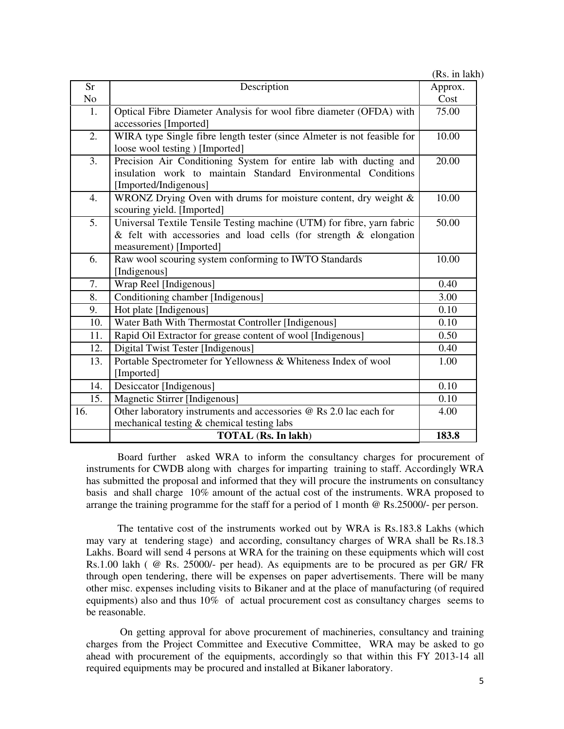(Rs. in lakh)

| Sr No | Description | Approx. Cost |
|---|---|---|
| 1. | Optical Fibre Diameter Analysis for wool fibre diameter (OFDA) with accessories [Imported] | 75.00 |
| 2. | WIRA type Single fibre length tester (since Almeter is not feasible for loose wool testing ) [Imported] | 10.00 |
| 3. | Precision Air Conditioning System for entire lab with ducting and insulation work to maintain Standard Environmental Conditions [Imported/Indigenous] | 20.00 |
| 4. | WRONZ Drying Oven with drums for moisture content, dry weight & scouring yield. [Imported] | 10.00 |
| 5. | Universal Textile Tensile Testing machine (UTM) for fibre, yarn fabric & felt with accessories and load cells (for strength & elongation measurement) [Imported] | 50.00 |
| 6. | Raw wool scouring system conforming to IWTO Standards [Indigenous] | 10.00 |
| 7. | Wrap Reel [Indigenous] | 0.40 |
| 8. | Conditioning chamber [Indigenous] | 3.00 |
| 9. | Hot plate [Indigenous] | 0.10 |
| 10. | Water Bath With Thermostat Controller [Indigenous] | 0.10 |
| 11. | Rapid Oil Extractor for grease content of wool [Indigenous] | 0.50 |
| 12. | Digital Twist Tester [Indigenous] | 0.40 |
| 13. | Portable Spectrometer for Yellowness & Whiteness Index of wool [Imported] | 1.00 |
| 14. | Desiccator [Indigenous] | 0.10 |
| 15. | Magnetic Stirrer [Indigenous] | 0.10 |
| 16. | Other laboratory instruments and accessories @ Rs 2.0 lac each for mechanical testing & chemical testing labs | 4.00 |
| | **TOTAL (Rs. In lakh)** | **183.8** |

Board further asked WRA to inform the consultancy charges for procurement of instruments for CWDB along with charges for imparting training to staff. Accordingly WRA has submitted the proposal and informed that they will procure the instruments on consultancy basis and shall charge 10% amount of the actual cost of the instruments. WRA proposed to arrange the training programme for the staff for a period of 1 month @ Rs.25000/- per person.

The tentative cost of the instruments worked out by WRA is Rs.183.8 Lakhs (which may vary at tendering stage) and according, consultancy charges of WRA shall be Rs.18.3 Lakhs. Board will send 4 persons at WRA for the training on these equipments which will cost Rs.1.00 lakh ( @ Rs. 25000/- per head). As equipments are to be procured as per GR/ FR through open tendering, there will be expenses on paper advertisements. There will be many other misc. expenses including visits to Bikaner and at the place of manufacturing (of required equipments) also and thus 10% of actual procurement cost as consultancy charges seems to be reasonable.

On getting approval for above procurement of machineries, consultancy and training charges from the Project Committee and Executive Committee, WRA may be asked to go ahead with procurement of the equipments, accordingly so that within this FY 2013-14 all required equipments may be procured and installed at Bikaner laboratory.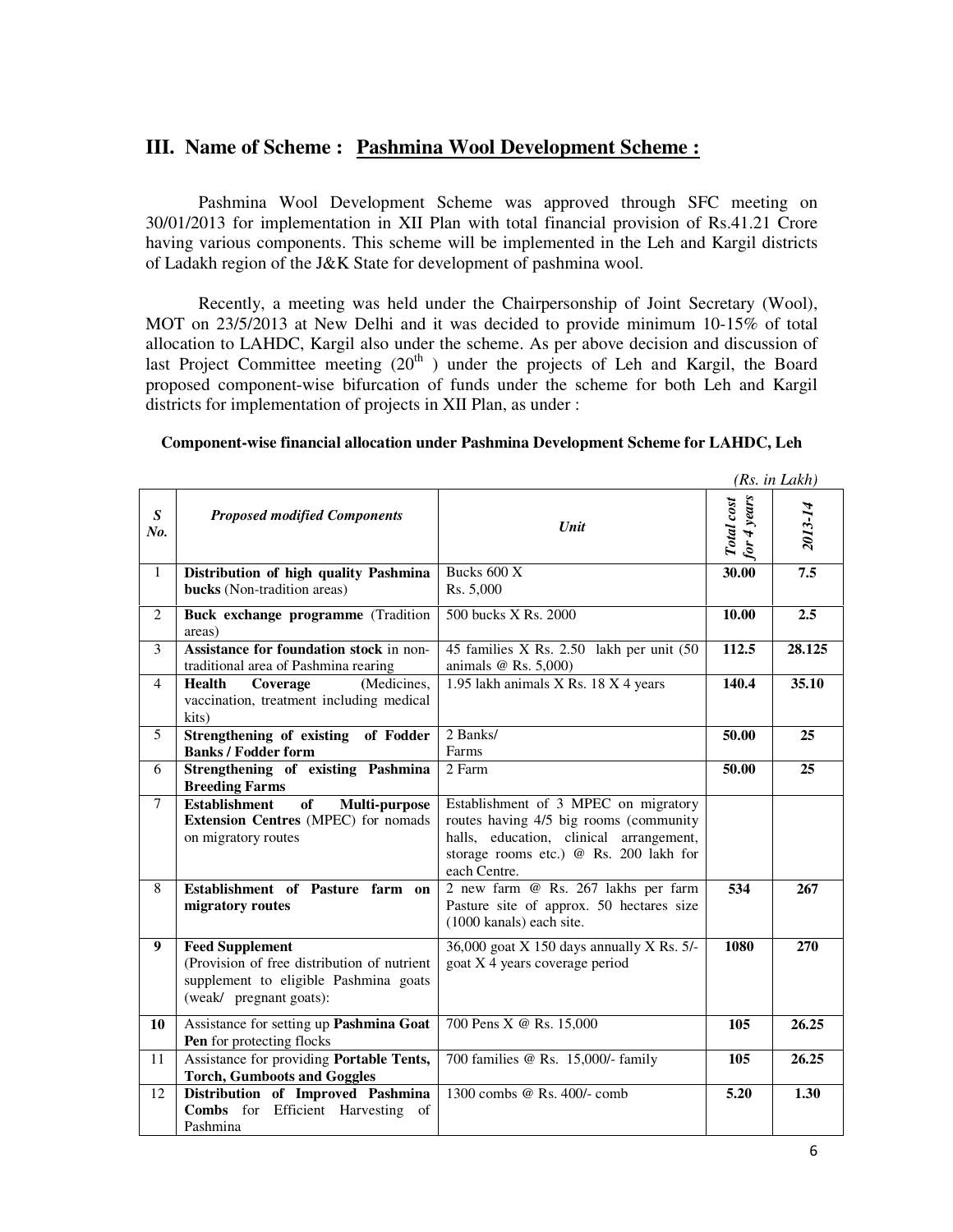## III. Name of Scheme : Pashmina Wool Development Scheme :

Pashmina Wool Development Scheme was approved through SFC meeting on 30/01/2013 for implementation in XII Plan with total financial provision of Rs.41.21 Crore having various components. This scheme will be implemented in the Leh and Kargil districts of Ladakh region of the J&K State for development of pashmina wool.

Recently, a meeting was held under the Chairpersonship of Joint Secretary (Wool), MOT on 23/5/2013 at New Delhi and it was decided to provide minimum 10-15% of total allocation to LAHDC, Kargil also under the scheme. As per above decision and discussion of last Project Committee meeting (20th ) under the projects of Leh and Kargil, the Board proposed component-wise bifurcation of funds under the scheme for both Leh and Kargil districts for implementation of projects in XII Plan, as under :

**Component-wise financial allocation under Pashmina Development Scheme for LAHDC, Leh**

*(Rs. in Lakh)*

| *S No.* | *Proposed modified Components* | *Unit* | *Total cost for 4 years* | *2013-14* |
|---|---|---|---|---|
| 1 | **Distribution of high quality Pashmina bucks** (Non-tradition areas) | Bucks 600 X Rs. 5,000 | **30.00** | **7.5** |
| 2 | **Buck exchange programme** (Tradition areas) | 500 bucks X Rs. 2000 | **10.00** | **2.5** |
| 3 | **Assistance for foundation stock** in non-traditional area of Pashmina rearing | 45 families X Rs. 2.50 lakh per unit (50 animals @ Rs. 5,000) | **112.5** | **28.125** |
| 4 | **Health Coverage** (Medicines, vaccination, treatment including medical kits) | 1.95 lakh animals X Rs. 18 X 4 years | **140.4** | **35.10** |
| 5 | **Strengthening of existing of Fodder Banks / Fodder form** | 2 Banks/ Farms | **50.00** | **25** |
| 6 | **Strengthening of existing Pashmina Breeding Farms** | 2 Farm | **50.00** | **25** |
| 7 | **Establishment of Multi-purpose Extension Centres** (MPEC) for nomads on migratory routes | Establishment of 3 MPEC on migratory routes having 4/5 big rooms (community halls, education, clinical arrangement, storage rooms etc.) @ Rs. 200 lakh for each Centre. | | |
| 8 | **Establishment of Pasture farm on migratory routes** | 2 new farm @ Rs. 267 lakhs per farm Pasture site of approx. 50 hectares size (1000 kanals) each site. | **534** | **267** |
| **9** | **Feed Supplement** (Provision of free distribution of nutrient supplement to eligible Pashmina goats (weak/ pregnant goats): | 36,000 goat X 150 days annually X Rs. 5/- goat X 4 years coverage period | **1080** | **270** |
| **10** | Assistance for setting up **Pashmina Goat Pen** for protecting flocks | 700 Pens X @ Rs. 15,000 | **105** | **26.25** |
| 11 | Assistance for providing **Portable Tents, Torch, Gumboots and Goggles** | 700 families @ Rs. 15,000/- family | **105** | **26.25** |
| 12 | **Distribution of Improved Pashmina Combs** for Efficient Harvesting of Pashmina | 1300 combs @ Rs. 400/- comb | **5.20** | **1.30** |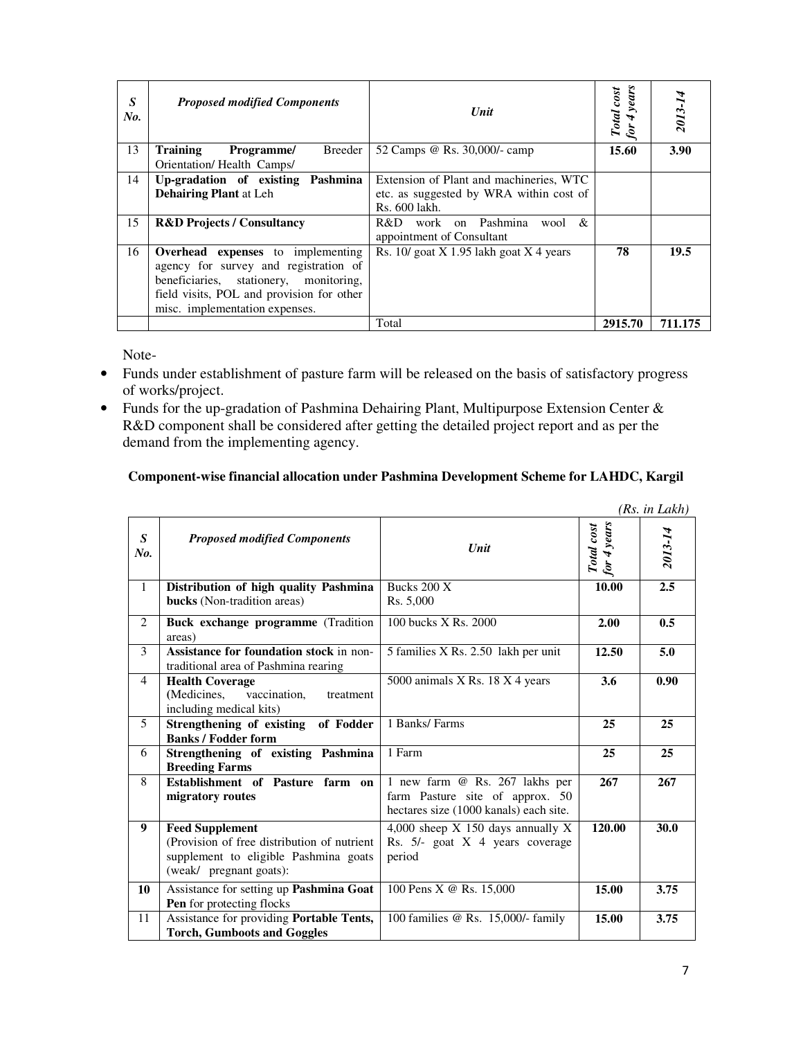| S No. | Proposed modified Components | Unit | Total cost for 4 years | 2013-14 |
|---|---|---|---|---|
| 13 | **Training Programme/** Breeder Orientation/ Health Camps/ | 52 Camps @ Rs. 30,000/- camp | **15.60** | **3.90** |
| 14 | **Up-gradation of existing Pashmina Dehairing Plant** at Leh | Extension of Plant and machineries, WTC etc. as suggested by WRA within cost of Rs. 600 lakh. | | |
| 15 | **R&D Projects / Consultancy** | R&D work on Pashmina wool & appointment of Consultant | | |
| 16 | **Overhead expenses** to implementing agency for survey and registration of beneficiaries, stationery, monitoring, field visits, POL and provision for other misc. implementation expenses. | Rs. 10/ goat X 1.95 lakh goat X 4 years | **78** | **19.5** |
| | | Total | **2915.70** | **711.175** |

Note-

- Funds under establishment of pasture farm will be released on the basis of satisfactory progress of works/project.
- Funds for the up-gradation of Pashmina Dehairing Plant, Multipurpose Extension Center & R&D component shall be considered after getting the detailed project report and as per the demand from the implementing agency.

**Component-wise financial allocation under Pashmina Development Scheme for LAHDC, Kargil**

*(Rs. in Lakh)*

| S No. | Proposed modified Components | Unit | Total cost for 4 years | 2013-14 |
|---|---|---|---|---|
| 1 | **Distribution of high quality Pashmina bucks** (Non-tradition areas) | Bucks 200 X Rs. 5,000 | **10.00** | **2.5** |
| 2 | **Buck exchange programme** (Tradition areas) | 100 bucks X Rs. 2000 | **2.00** | **0.5** |
| 3 | **Assistance for foundation stock** in non-traditional area of Pashmina rearing | 5 families X Rs. 2.50 lakh per unit | **12.50** | **5.0** |
| 4 | **Health Coverage** (Medicines, vaccination, treatment including medical kits) | 5000 animals X Rs. 18 X 4 years | **3.6** | **0.90** |
| 5 | **Strengthening of existing of Fodder Banks / Fodder form** | 1 Banks/ Farms | **25** | **25** |
| 6 | **Strengthening of existing Pashmina Breeding Farms** | 1 Farm | **25** | **25** |
| 8 | **Establishment of Pasture farm on migratory routes** | 1 new farm @ Rs. 267 lakhs per farm Pasture site of approx. 50 hectares size (1000 kanals) each site. | **267** | **267** |
| **9** | **Feed Supplement** (Provision of free distribution of nutrient supplement to eligible Pashmina goats (weak/ pregnant goats): | 4,000 sheep X 150 days annually X Rs. 5/- goat X 4 years coverage period | **120.00** | **30.0** |
| **10** | Assistance for setting up **Pashmina Goat Pen** for protecting flocks | 100 Pens X @ Rs. 15,000 | **15.00** | **3.75** |
| 11 | Assistance for providing **Portable Tents, Torch, Gumboots and Goggles** | 100 families @ Rs. 15,000/- family | **15.00** | **3.75** |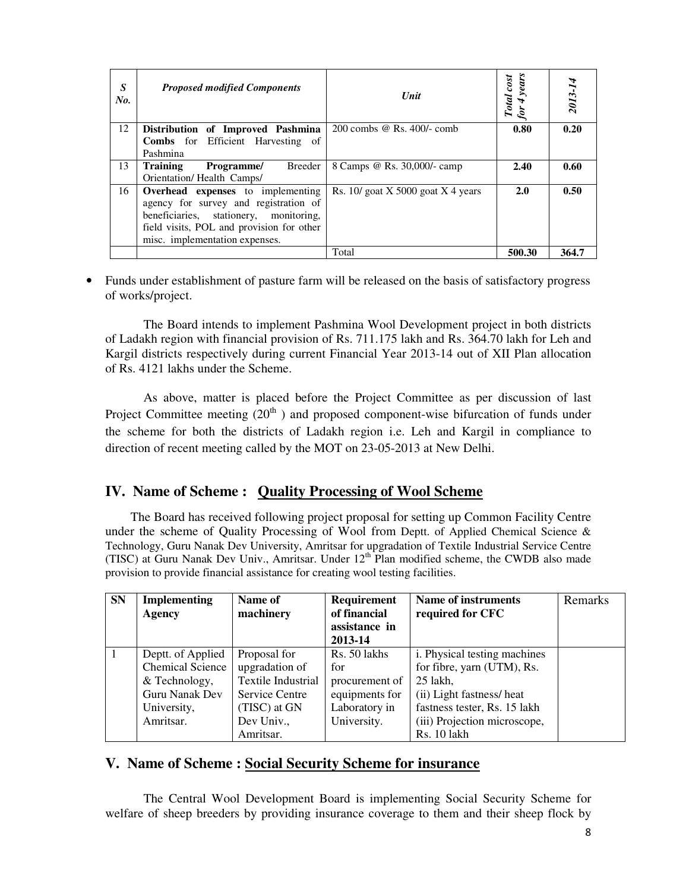| S No. | Proposed modified Components | Unit | Total cost for 4 years | 2013-14 |
|---|---|---|---|---|
| 12 | **Distribution of Improved Pashmina Combs** for Efficient Harvesting of Pashmina | 200 combs @ Rs. 400/- comb | **0.80** | **0.20** |
| 13 | **Training Programme/** Breeder Orientation/ Health Camps/ | 8 Camps @ Rs. 30,000/- camp | **2.40** | **0.60** |
| 16 | **Overhead expenses** to implementing agency for survey and registration of beneficiaries, stationery, monitoring, field visits, POL and provision for other misc. implementation expenses. | Rs. 10/ goat X 5000 goat X 4 years | **2.0** | **0.50** |
| | | Total | **500.30** | **364.7** |

- Funds under establishment of pasture farm will be released on the basis of satisfactory progress of works/project.

The Board intends to implement Pashmina Wool Development project in both districts of Ladakh region with financial provision of Rs. 711.175 lakh and Rs. 364.70 lakh for Leh and Kargil districts respectively during current Financial Year 2013-14 out of XII Plan allocation of Rs. 4121 lakhs under the Scheme.

As above, matter is placed before the Project Committee as per discussion of last Project Committee meeting (20th ) and proposed component-wise bifurcation of funds under the scheme for both the districts of Ladakh region i.e. Leh and Kargil in compliance to direction of recent meeting called by the MOT on 23-05-2013 at New Delhi.

## IV. Name of Scheme : <u>Quality Processing of Wool Scheme</u>

The Board has received following project proposal for setting up Common Facility Centre under the scheme of Quality Processing of Wool from Deptt. of Applied Chemical Science & Technology, Guru Nanak Dev University, Amritsar for upgradation of Textile Industrial Service Centre (TISC) at Guru Nanak Dev Univ., Amritsar. Under 12th Plan modified scheme, the CWDB also made provision to provide financial assistance for creating wool testing facilities.

| SN | Implementing Agency | Name of machinery | Requirement of financial assistance in 2013-14 | Name of instruments required for CFC | Remarks |
|---|---|---|---|---|---|
| 1 | Deptt. of Applied Chemical Science & Technology, Guru Nanak Dev University, Amritsar. | Proposal for upgradation of Textile Industrial Service Centre (TISC) at GN Dev Univ., Amritsar. | Rs. 50 lakhs for procurement of equipments for Laboratory in University. | i. Physical testing machines for fibre, yarn (UTM), Rs. 25 lakh, (ii) Light fastness/ heat fastness tester, Rs. 15 lakh (iii) Projection microscope, Rs. 10 lakh | |

## V. Name of Scheme : <u>Social Security Scheme for insurance</u>

The Central Wool Development Board is implementing Social Security Scheme for welfare of sheep breeders by providing insurance coverage to them and their sheep flock by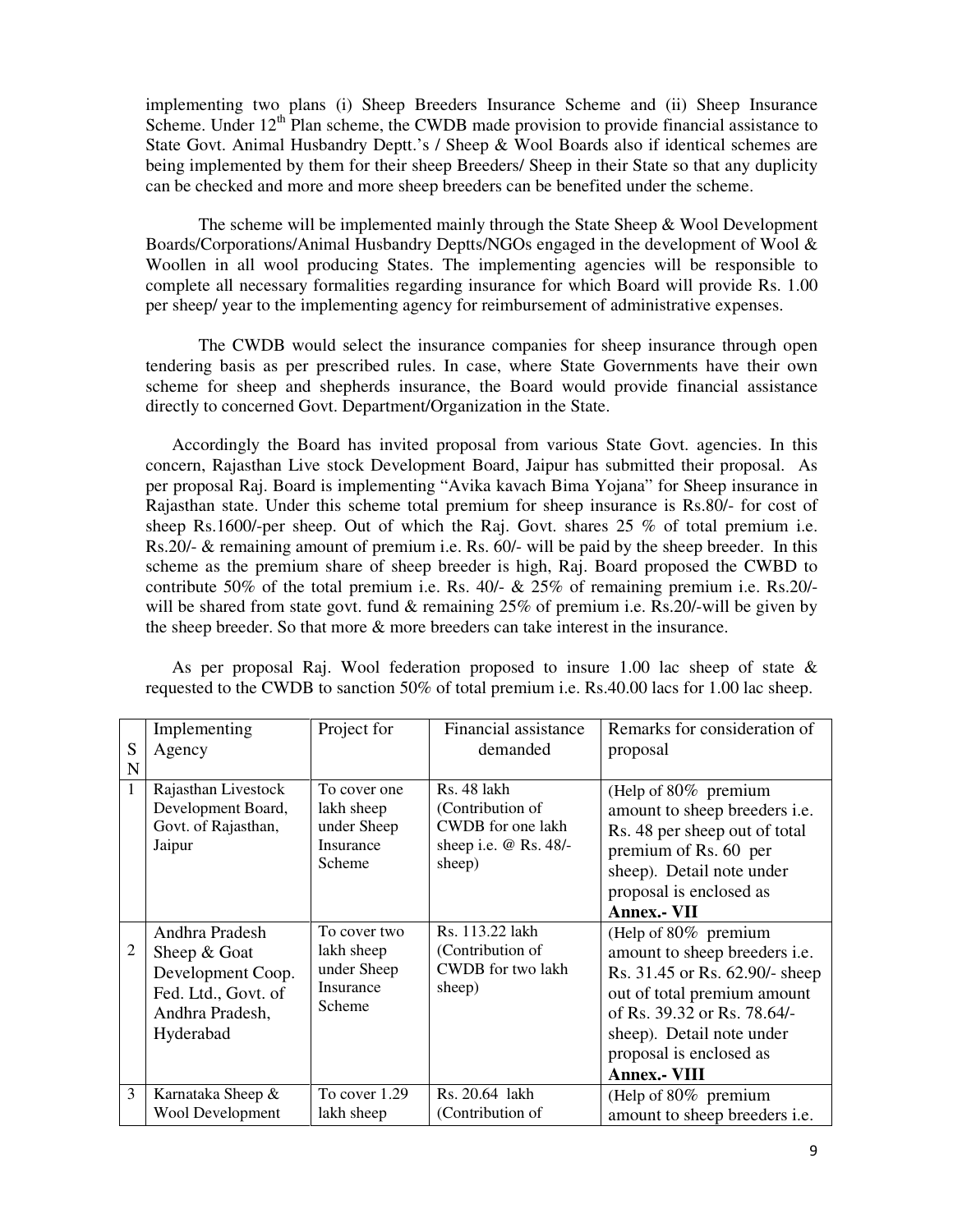implementing two plans (i) Sheep Breeders Insurance Scheme and (ii) Sheep Insurance Scheme. Under 12th Plan scheme, the CWDB made provision to provide financial assistance to State Govt. Animal Husbandry Deptt.'s / Sheep & Wool Boards also if identical schemes are being implemented by them for their sheep Breeders/ Sheep in their State so that any duplicity can be checked and more and more sheep breeders can be benefited under the scheme.

The scheme will be implemented mainly through the State Sheep & Wool Development Boards/Corporations/Animal Husbandry Deptts/NGOs engaged in the development of Wool & Woollen in all wool producing States. The implementing agencies will be responsible to complete all necessary formalities regarding insurance for which Board will provide Rs. 1.00 per sheep/ year to the implementing agency for reimbursement of administrative expenses.

The CWDB would select the insurance companies for sheep insurance through open tendering basis as per prescribed rules. In case, where State Governments have their own scheme for sheep and shepherds insurance, the Board would provide financial assistance directly to concerned Govt. Department/Organization in the State.

Accordingly the Board has invited proposal from various State Govt. agencies. In this concern, Rajasthan Live stock Development Board, Jaipur has submitted their proposal. As per proposal Raj. Board is implementing "Avika kavach Bima Yojana" for Sheep insurance in Rajasthan state. Under this scheme total premium for sheep insurance is Rs.80/- for cost of sheep Rs.1600/-per sheep. Out of which the Raj. Govt. shares 25 % of total premium i.e. Rs.20/- & remaining amount of premium i.e. Rs. 60/- will be paid by the sheep breeder. In this scheme as the premium share of sheep breeder is high, Raj. Board proposed the CWBD to contribute 50% of the total premium i.e. Rs. 40/- & 25% of remaining premium i.e. Rs.20/- will be shared from state govt. fund & remaining 25% of premium i.e. Rs.20/-will be given by the sheep breeder. So that more & more breeders can take interest in the insurance.

As per proposal Raj. Wool federation proposed to insure 1.00 lac sheep of state & requested to the CWDB to sanction 50% of total premium i.e. Rs.40.00 lacs for 1.00 lac sheep.

| SN | Implementing Agency | Project for | Financial assistance demanded | Remarks for consideration of proposal |
|---|---|---|---|---|
| 1 | Rajasthan Livestock Development Board, Govt. of Rajasthan, Jaipur | To cover one lakh sheep under Sheep Insurance Scheme | Rs. 48 lakh (Contribution of CWDB for one lakh sheep i.e. @ Rs. 48/- sheep) | (Help of 80% premium amount to sheep breeders i.e. Rs. 48 per sheep out of total premium of Rs. 60 per sheep). Detail note under proposal is enclosed as **Annex.- VII** |
| 2 | Andhra Pradesh Sheep & Goat Development Coop. Fed. Ltd., Govt. of Andhra Pradesh, Hyderabad | To cover two lakh sheep under Sheep Insurance Scheme | Rs. 113.22 lakh (Contribution of CWDB for two lakh sheep) | (Help of 80% premium amount to sheep breeders i.e. Rs. 31.45 or Rs. 62.90/- sheep out of total premium amount of Rs. 39.32 or Rs. 78.64/- sheep). Detail note under proposal is enclosed as **Annex.- VIII** |
| 3 | Karnataka Sheep & Wool Development | To cover 1.29 lakh sheep | Rs. 20.64 lakh (Contribution of | (Help of 80% premium amount to sheep breeders i.e. |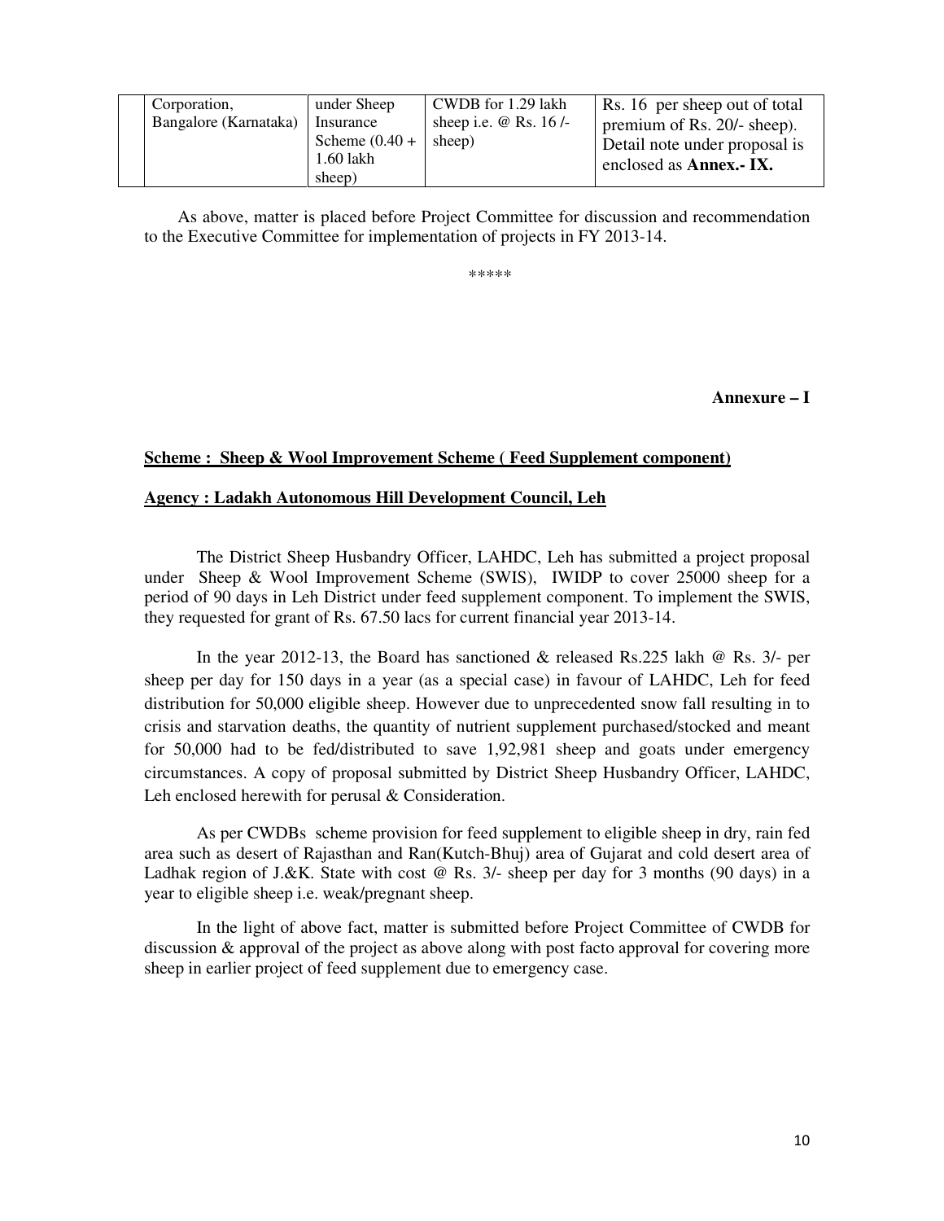|  | Corporation, Bangalore (Karnataka) | under Sheep Insurance Scheme (0.40 + 1.60 lakh sheep) | CWDB for 1.29 lakh sheep i.e. @ Rs. 16 /- sheep) | Rs. 16 per sheep out of total premium of Rs. 20/- sheep). Detail note under proposal is enclosed as **Annex.- IX.** |
|---|---|---|---|---|

As above, matter is placed before Project Committee for discussion and recommendation to the Executive Committee for implementation of projects in FY 2013-14.

*****

**Annexure – I**

**Scheme : Sheep & Wool Improvement Scheme ( Feed Supplement component)**

**Agency : Ladakh Autonomous Hill Development Council, Leh**

The District Sheep Husbandry Officer, LAHDC, Leh has submitted a project proposal under Sheep & Wool Improvement Scheme (SWIS), IWIDP to cover 25000 sheep for a period of 90 days in Leh District under feed supplement component. To implement the SWIS, they requested for grant of Rs. 67.50 lacs for current financial year 2013-14.

In the year 2012-13, the Board has sanctioned & released Rs.225 lakh @ Rs. 3/- per sheep per day for 150 days in a year (as a special case) in favour of LAHDC, Leh for feed distribution for 50,000 eligible sheep. However due to unprecedented snow fall resulting in to crisis and starvation deaths, the quantity of nutrient supplement purchased/stocked and meant for 50,000 had to be fed/distributed to save 1,92,981 sheep and goats under emergency circumstances. A copy of proposal submitted by District Sheep Husbandry Officer, LAHDC, Leh enclosed herewith for perusal & Consideration.

As per CWDBs scheme provision for feed supplement to eligible sheep in dry, rain fed area such as desert of Rajasthan and Ran(Kutch-Bhuj) area of Gujarat and cold desert area of Ladhak region of J.&K. State with cost @ Rs. 3/- sheep per day for 3 months (90 days) in a year to eligible sheep i.e. weak/pregnant sheep.

In the light of above fact, matter is submitted before Project Committee of CWDB for discussion & approval of the project as above along with post facto approval for covering more sheep in earlier project of feed supplement due to emergency case.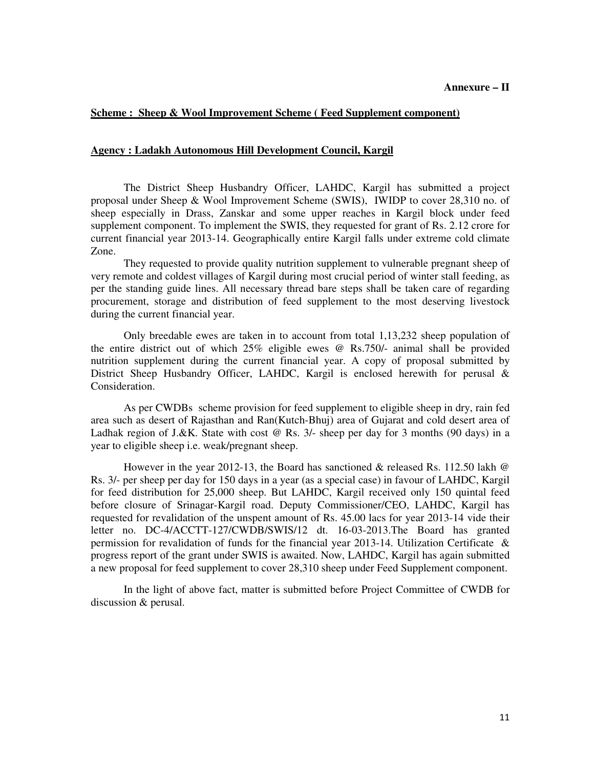**Annexure – II**

**Scheme : Sheep & Wool Improvement Scheme ( Feed Supplement component)**

**Agency : Ladakh Autonomous Hill Development Council, Kargil**

The District Sheep Husbandry Officer, LAHDC, Kargil has submitted a project proposal under Sheep & Wool Improvement Scheme (SWIS), IWIDP to cover 28,310 no. of sheep especially in Drass, Zanskar and some upper reaches in Kargil block under feed supplement component. To implement the SWIS, they requested for grant of Rs. 2.12 crore for current financial year 2013-14. Geographically entire Kargil falls under extreme cold climate Zone.

They requested to provide quality nutrition supplement to vulnerable pregnant sheep of very remote and coldest villages of Kargil during most crucial period of winter stall feeding, as per the standing guide lines. All necessary thread bare steps shall be taken care of regarding procurement, storage and distribution of feed supplement to the most deserving livestock during the current financial year.

Only breedable ewes are taken in to account from total 1,13,232 sheep population of the entire district out of which 25% eligible ewes @ Rs.750/- animal shall be provided nutrition supplement during the current financial year. A copy of proposal submitted by District Sheep Husbandry Officer, LAHDC, Kargil is enclosed herewith for perusal & Consideration.

As per CWDBs scheme provision for feed supplement to eligible sheep in dry, rain fed area such as desert of Rajasthan and Ran(Kutch-Bhuj) area of Gujarat and cold desert area of Ladhak region of J.&K. State with cost @ Rs. 3/- sheep per day for 3 months (90 days) in a year to eligible sheep i.e. weak/pregnant sheep.

However in the year 2012-13, the Board has sanctioned & released Rs. 112.50 lakh @ Rs. 3/- per sheep per day for 150 days in a year (as a special case) in favour of LAHDC, Kargil for feed distribution for 25,000 sheep. But LAHDC, Kargil received only 150 quintal feed before closure of Srinagar-Kargil road. Deputy Commissioner/CEO, LAHDC, Kargil has requested for revalidation of the unspent amount of Rs. 45.00 lacs for year 2013-14 vide their letter no. DC-4/ACCTT-127/CWDB/SWIS/12 dt. 16-03-2013.The Board has granted permission for revalidation of funds for the financial year 2013-14. Utilization Certificate & progress report of the grant under SWIS is awaited. Now, LAHDC, Kargil has again submitted a new proposal for feed supplement to cover 28,310 sheep under Feed Supplement component.

In the light of above fact, matter is submitted before Project Committee of CWDB for discussion & perusal.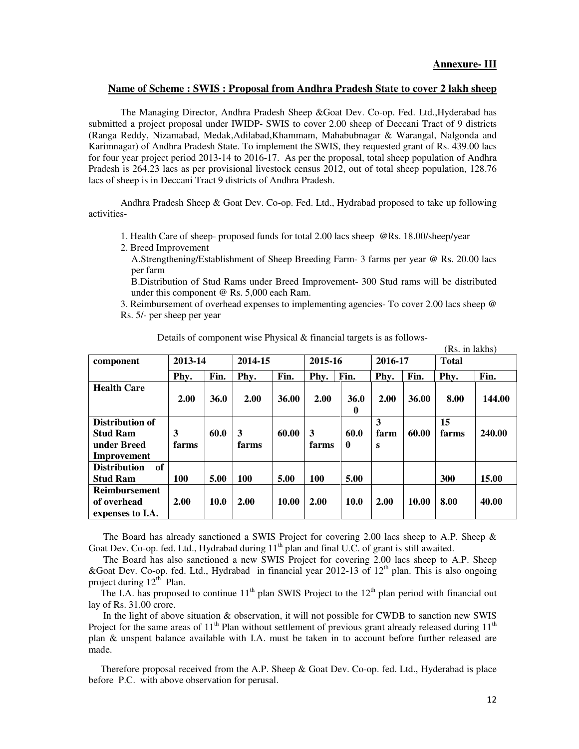**Annexure- III**

**Name of Scheme : SWIS : Proposal from Andhra Pradesh State to cover 2 lakh sheep**

The Managing Director, Andhra Pradesh Sheep &Goat Dev. Co-op. Fed. Ltd.,Hyderabad has submitted a project proposal under IWIDP- SWIS to cover 2.00 sheep of Deccani Tract of 9 districts (Ranga Reddy, Nizamabad, Medak,Adilabad,Khammam, Mahabubnagar & Warangal, Nalgonda and Karimnagar) of Andhra Pradesh State. To implement the SWIS, they requested grant of Rs. 439.00 lacs for four year project period 2013-14 to 2016-17. As per the proposal, total sheep population of Andhra Pradesh is 264.23 lacs as per provisional livestock census 2012, out of total sheep population, 128.76 lacs of sheep is in Deccani Tract 9 districts of Andhra Pradesh.

Andhra Pradesh Sheep & Goat Dev. Co-op. Fed. Ltd., Hydrabad proposed to take up following activities-

1. Health Care of sheep- proposed funds for total 2.00 lacs sheep @Rs. 18.00/sheep/year
2. Breed Improvement
   A.Strengthening/Establishment of Sheep Breeding Farm- 3 farms per year @ Rs. 20.00 lacs per farm
   B.Distribution of Stud Rams under Breed Improvement- 300 Stud rams will be distributed under this component @ Rs. 5,000 each Ram.
3. Reimbursement of overhead expenses to implementing agencies- To cover 2.00 lacs sheep @ Rs. 5/- per sheep per year

Details of component wise Physical & financial targets is as follows-

(Rs. in lakhs)

| component | 2013-14 | | 2014-15 | | 2015-16 | | 2016-17 | | Total | |
|---|---|---|---|---|---|---|---|---|---|---|
| | Phy. | Fin. | Phy. | Fin. | Phy. | Fin. | Phy. | Fin. | Phy. | Fin. |
| **Health Care** | **2.00** | **36.0** | **2.00** | **36.00** | **2.00** | **36.00** | **2.00** | **36.00** | **8.00** | **144.00** |
| **Distribution of Stud Ram under Breed Improvement** | **3 farms** | **60.0** | **3 farms** | **60.00** | **3 farms** | **60.00** | **3 farms** | **60.00** | **15 farms** | **240.00** |
| **Distribution of Stud Ram** | **100** | **5.00** | **100** | **5.00** | **100** | **5.00** | | | **300** | **15.00** |
| **Reimbursement of overhead expenses to I.A.** | **2.00** | **10.0** | **2.00** | **10.00** | **2.00** | **10.0** | **2.00** | **10.00** | **8.00** | **40.00** |

The Board has already sanctioned a SWIS Project for covering 2.00 lacs sheep to A.P. Sheep & Goat Dev. Co-op. fed. Ltd., Hydrabad during 11th plan and final U.C. of grant is still awaited.

The Board has also sanctioned a new SWIS Project for covering 2.00 lacs sheep to A.P. Sheep &Goat Dev. Co-op. fed. Ltd., Hydrabad in financial year 2012-13 of 12th plan. This is also ongoing project during 12th Plan.

The I.A. has proposed to continue 11th plan SWIS Project to the 12th plan period with financial out lay of Rs. 31.00 crore.

In the light of above situation & observation, it will not possible for CWDB to sanction new SWIS Project for the same areas of 11th Plan without settlement of previous grant already released during 11th plan & unspent balance available with I.A. must be taken in to account before further released are made.

Therefore proposal received from the A.P. Sheep & Goat Dev. Co-op. fed. Ltd., Hyderabad is place before P.C. with above observation for perusal.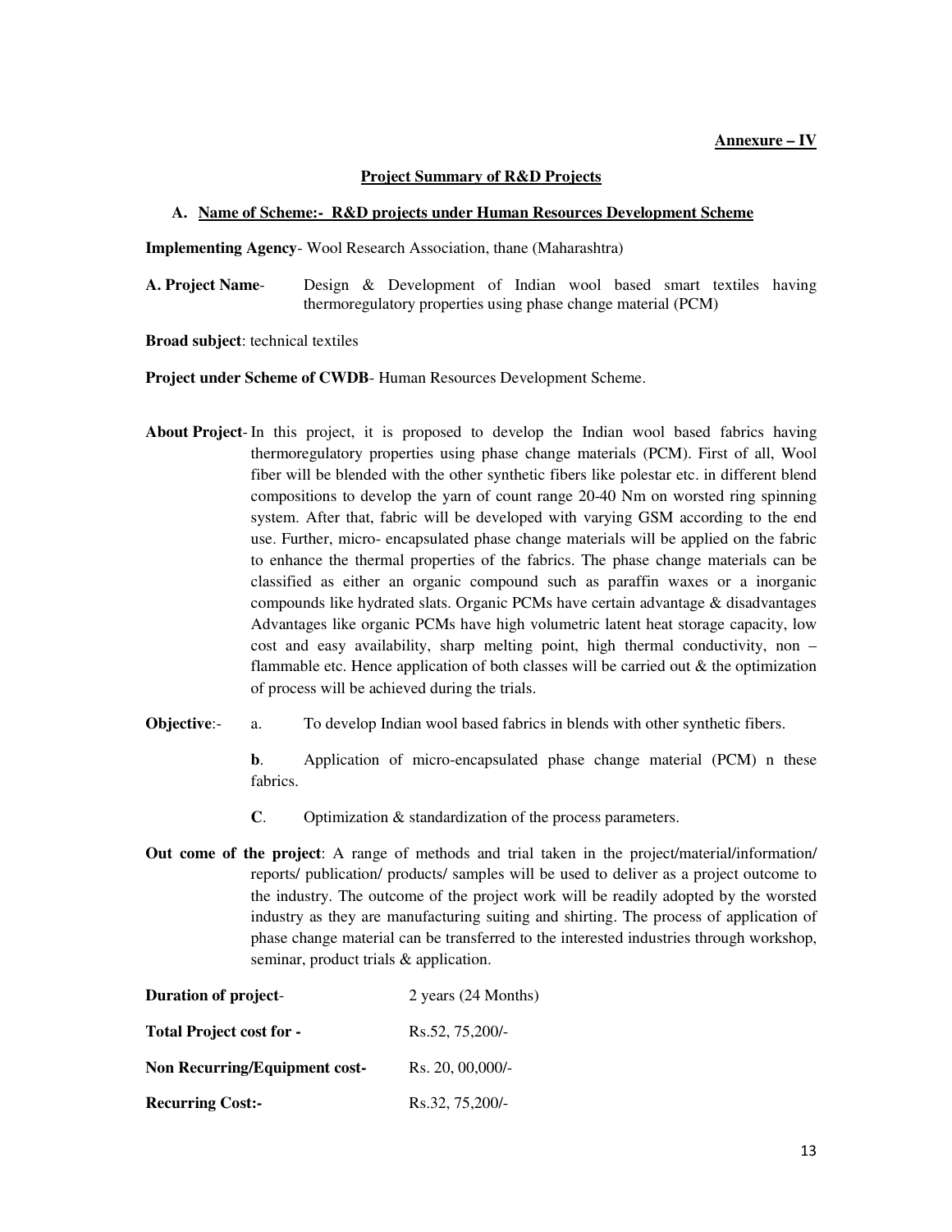**Annexure – IV**

## Project Summary of R&D Projects

### A. Name of Scheme:- R&D projects under Human Resources Development Scheme

**Implementing Agency**- Wool Research Association, thane (Maharashtra)

**A. Project Name**- Design & Development of Indian wool based smart textiles having thermoregulatory properties using phase change material (PCM)

**Broad subject**: technical textiles

**Project under Scheme of CWDB**- Human Resources Development Scheme.

**About Project**- In this project, it is proposed to develop the Indian wool based fabrics having thermoregulatory properties using phase change materials (PCM). First of all, Wool fiber will be blended with the other synthetic fibers like polestar etc. in different blend compositions to develop the yarn of count range 20-40 Nm on worsted ring spinning system. After that, fabric will be developed with varying GSM according to the end use. Further, micro- encapsulated phase change materials will be applied on the fabric to enhance the thermal properties of the fabrics. The phase change materials can be classified as either an organic compound such as paraffin waxes or a inorganic compounds like hydrated slats. Organic PCMs have certain advantage & disadvantages Advantages like organic PCMs have high volumetric latent heat storage capacity, low cost and easy availability, sharp melting point, high thermal conductivity, non – flammable etc. Hence application of both classes will be carried out & the optimization of process will be achieved during the trials.

**Objective**:-

a. To develop Indian wool based fabrics in blends with other synthetic fibers.

**b**. Application of micro-encapsulated phase change material (PCM) n these fabrics.

**C**. Optimization & standardization of the process parameters.

**Out come of the project**: A range of methods and trial taken in the project/material/information/ reports/ publication/ products/ samples will be used to deliver as a project outcome to the industry. The outcome of the project work will be readily adopted by the worsted industry as they are manufacturing suiting and shirting. The process of application of phase change material can be transferred to the interested industries through workshop, seminar, product trials & application.

**Duration of project**- 2 years (24 Months)

**Total Project cost for -** Rs.52, 75,200/-

**Non Recurring/Equipment cost-** Rs. 20, 00,000/-

**Recurring Cost:-** Rs.32, 75,200/-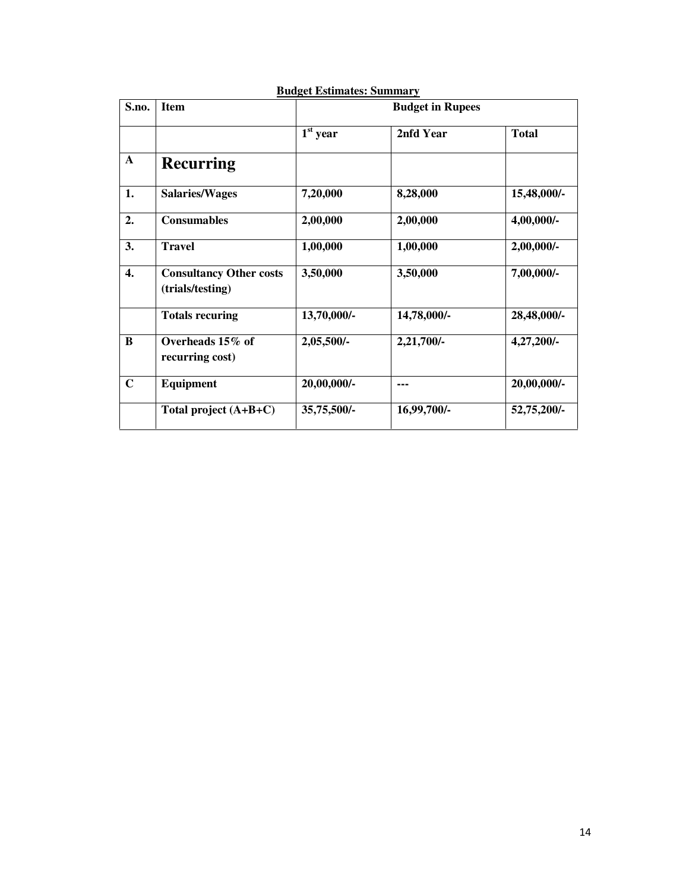**Budget Estimates: Summary**

| S.no. | Item | Budget in Rupees | | |
|---|---|---|---|---|
| | | 1st year | 2nfd Year | Total |
| **A** | **Recurring** | | | |
| **1.** | **Salaries/Wages** | **7,20,000** | **8,28,000** | **15,48,000/-** |
| **2.** | **Consumables** | **2,00,000** | **2,00,000** | **4,00,000/-** |
| **3.** | **Travel** | **1,00,000** | **1,00,000** | **2,00,000/-** |
| **4.** | **Consultancy Other costs (trials/testing)** | **3,50,000** | **3,50,000** | **7,00,000/-** |
| | **Totals recuring** | **13,70,000/-** | **14,78,000/-** | **28,48,000/-** |
| **B** | **Overheads 15% of recurring cost)** | **2,05,500/-** | **2,21,700/-** | **4,27,200/-** |
| **C** | **Equipment** | **20,00,000/-** | **---** | **20,00,000/-** |
| | **Total project (A+B+C)** | **35,75,500/-** | **16,99,700/-** | **52,75,200/-** |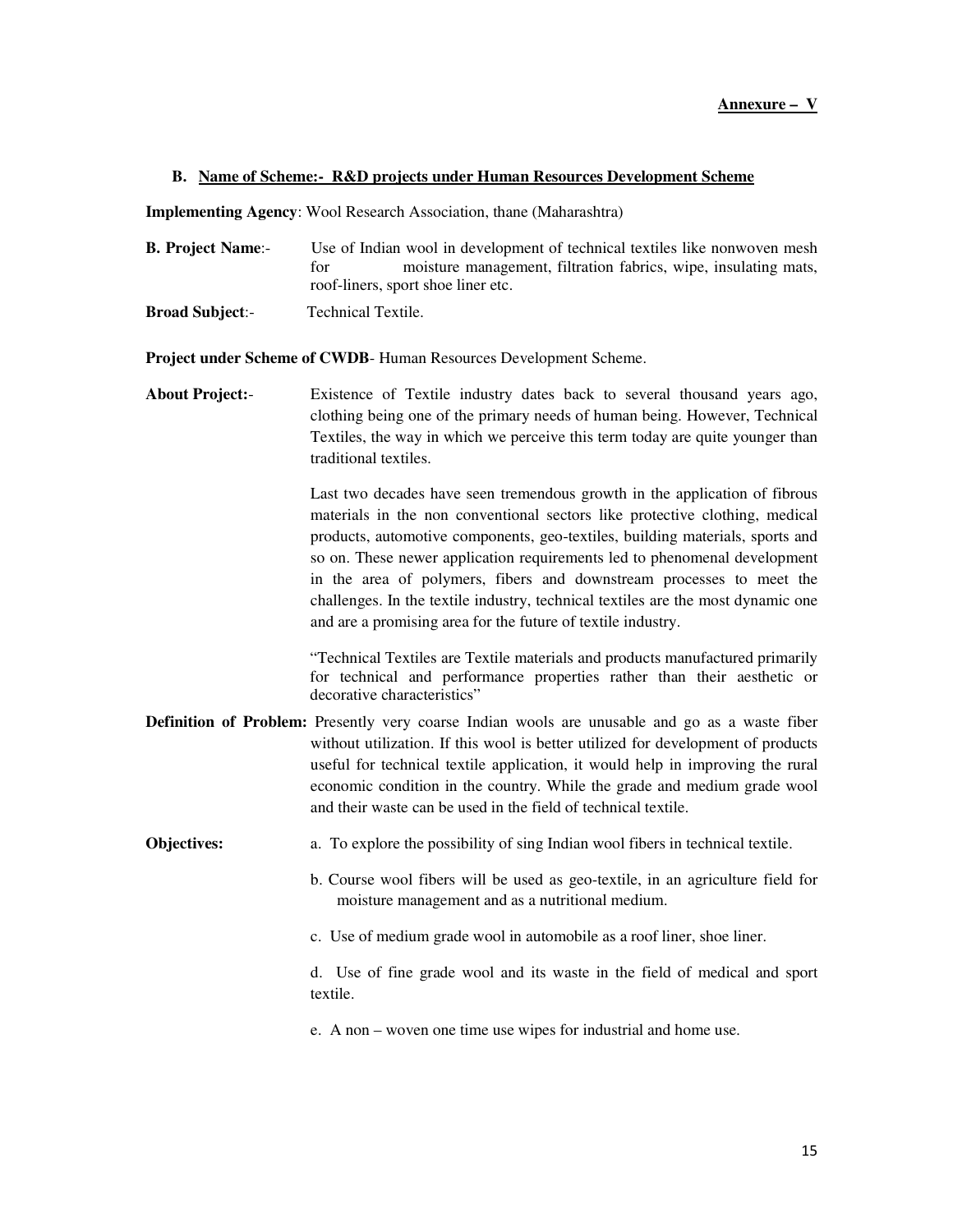**Annexure – V**

**B. Name of Scheme:- R&D projects under Human Resources Development Scheme**

**Implementing Agency**: Wool Research Association, thane (Maharashtra)

**B. Project Name**:- Use of Indian wool in development of technical textiles like nonwoven mesh for moisture management, filtration fabrics, wipe, insulating mats, roof-liners, sport shoe liner etc.

**Broad Subject**:- Technical Textile.

**Project under Scheme of CWDB**- Human Resources Development Scheme.

**About Project:**- Existence of Textile industry dates back to several thousand years ago, clothing being one of the primary needs of human being. However, Technical Textiles, the way in which we perceive this term today are quite younger than traditional textiles.

Last two decades have seen tremendous growth in the application of fibrous materials in the non conventional sectors like protective clothing, medical products, automotive components, geo-textiles, building materials, sports and so on. These newer application requirements led to phenomenal development in the area of polymers, fibers and downstream processes to meet the challenges. In the textile industry, technical textiles are the most dynamic one and are a promising area for the future of textile industry.

"Technical Textiles are Textile materials and products manufactured primarily for technical and performance properties rather than their aesthetic or decorative characteristics"

**Definition of Problem:** Presently very coarse Indian wools are unusable and go as a waste fiber without utilization. If this wool is better utilized for development of products useful for technical textile application, it would help in improving the rural economic condition in the country. While the grade and medium grade wool and their waste can be used in the field of technical textile.

**Objectives:**

a. To explore the possibility of sing Indian wool fibers in technical textile.

b. Course wool fibers will be used as geo-textile, in an agriculture field for moisture management and as a nutritional medium.

c. Use of medium grade wool in automobile as a roof liner, shoe liner.

d. Use of fine grade wool and its waste in the field of medical and sport textile.

e. A non – woven one time use wipes for industrial and home use.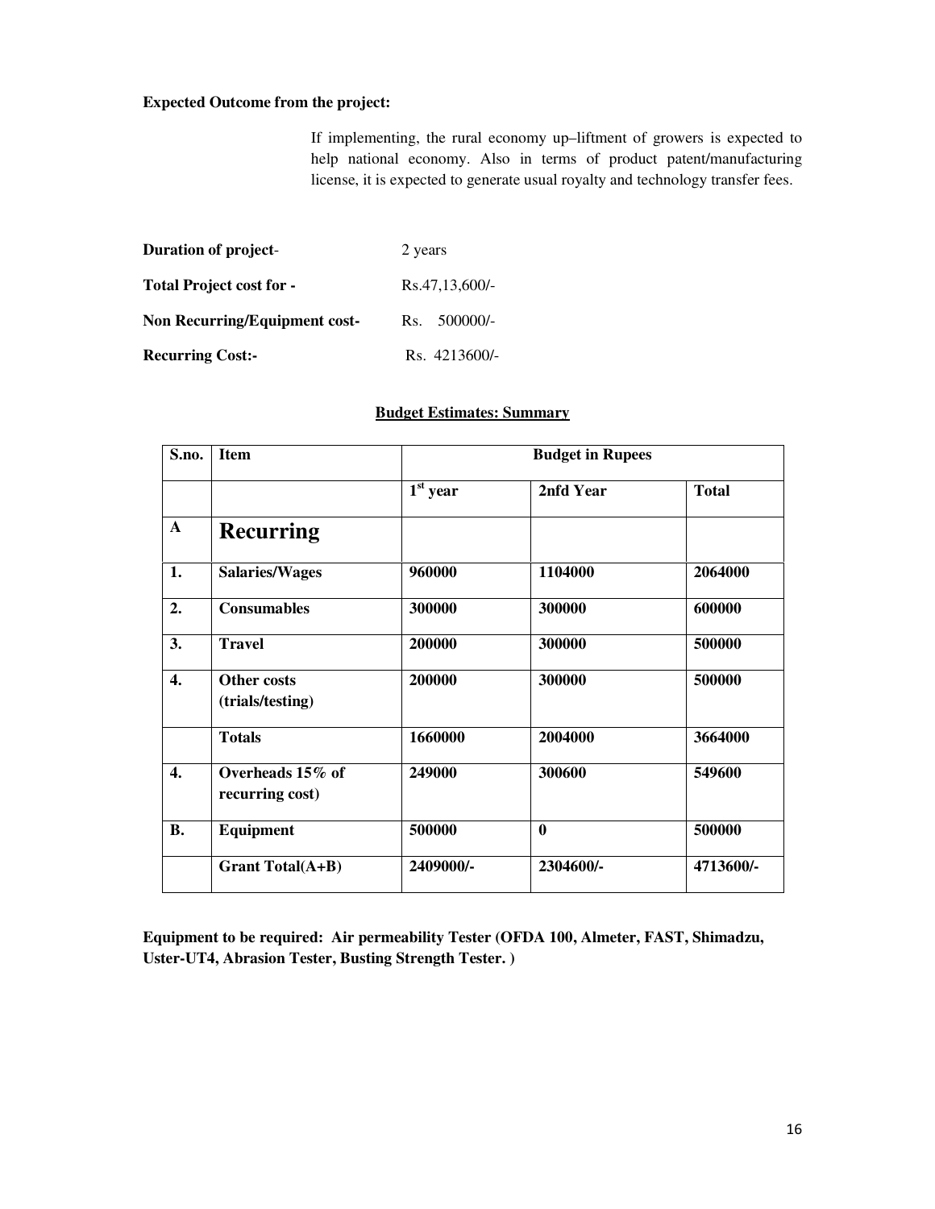**Expected Outcome from the project:**

If implementing, the rural economy up–liftment of growers is expected to help national economy. Also in terms of product patent/manufacturing license, it is expected to generate usual royalty and technology transfer fees.

**Duration of project**- 2 years

**Total Project cost for -** Rs.47,13,600/-

**Non Recurring/Equipment cost-** Rs. 500000/-

**Recurring Cost:-** Rs. 4213600/-

**Budget Estimates: Summary**

| S.no. | Item | Budget in Rupees | | |
|---|---|---|---|---|
| | | 1st year | 2nfd Year | Total |
| A | **Recurring** | | | |
| 1. | Salaries/Wages | 960000 | 1104000 | 2064000 |
| 2. | Consumables | 300000 | 300000 | 600000 |
| 3. | Travel | 200000 | 300000 | 500000 |
| 4. | Other costs (trials/testing) | 200000 | 300000 | 500000 |
| | Totals | 1660000 | 2004000 | 3664000 |
| 4. | Overheads 15% of recurring cost) | 249000 | 300600 | 549600 |
| B. | Equipment | 500000 | 0 | 500000 |
| | Grant Total(A+B) | 2409000/- | 2304600/- | 4713600/- |

**Equipment to be required: Air permeability Tester (OFDA 100, Almeter, FAST, Shimadzu, Uster-UT4, Abrasion Tester, Busting Strength Tester. )**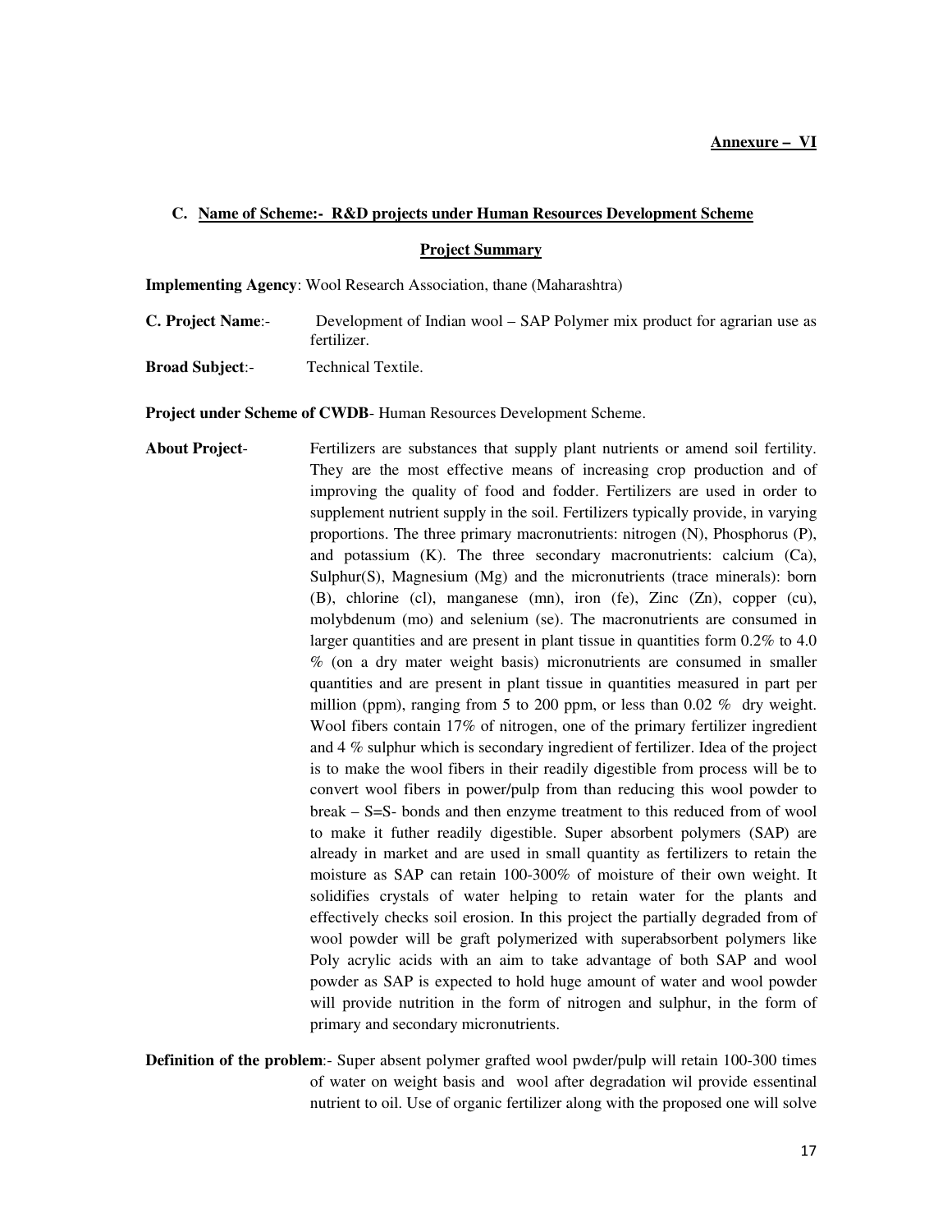**Annexure – VI**

**C. Name of Scheme:- R&D projects under Human Resources Development Scheme**

**Project Summary**

**Implementing Agency**: Wool Research Association, thane (Maharashtra)

**C. Project Name**:- Development of Indian wool – SAP Polymer mix product for agrarian use as fertilizer.

**Broad Subject**:- Technical Textile.

**Project under Scheme of CWDB**- Human Resources Development Scheme.

**About Project**- Fertilizers are substances that supply plant nutrients or amend soil fertility. They are the most effective means of increasing crop production and of improving the quality of food and fodder. Fertilizers are used in order to supplement nutrient supply in the soil. Fertilizers typically provide, in varying proportions. The three primary macronutrients: nitrogen (N), Phosphorus (P), and potassium (K). The three secondary macronutrients: calcium (Ca), Sulphur(S), Magnesium (Mg) and the micronutrients (trace minerals): born (B), chlorine (cl), manganese (mn), iron (fe), Zinc (Zn), copper (cu), molybdenum (mo) and selenium (se). The macronutrients are consumed in larger quantities and are present in plant tissue in quantities form 0.2% to 4.0 % (on a dry mater weight basis) micronutrients are consumed in smaller quantities and are present in plant tissue in quantities measured in part per million (ppm), ranging from 5 to 200 ppm, or less than 0.02 % dry weight. Wool fibers contain 17% of nitrogen, one of the primary fertilizer ingredient and 4 % sulphur which is secondary ingredient of fertilizer. Idea of the project is to make the wool fibers in their readily digestible from process will be to convert wool fibers in power/pulp from than reducing this wool powder to break – S=S- bonds and then enzyme treatment to this reduced from of wool to make it futher readily digestible. Super absorbent polymers (SAP) are already in market and are used in small quantity as fertilizers to retain the moisture as SAP can retain 100-300% of moisture of their own weight. It solidifies crystals of water helping to retain water for the plants and effectively checks soil erosion. In this project the partially degraded from of wool powder will be graft polymerized with superabsorbent polymers like Poly acrylic acids with an aim to take advantage of both SAP and wool powder as SAP is expected to hold huge amount of water and wool powder will provide nutrition in the form of nitrogen and sulphur, in the form of primary and secondary micronutrients.

**Definition of the problem**:- Super absent polymer grafted wool pwder/pulp will retain 100-300 times of water on weight basis and wool after degradation wil provide essentinal nutrient to oil. Use of organic fertilizer along with the proposed one will solve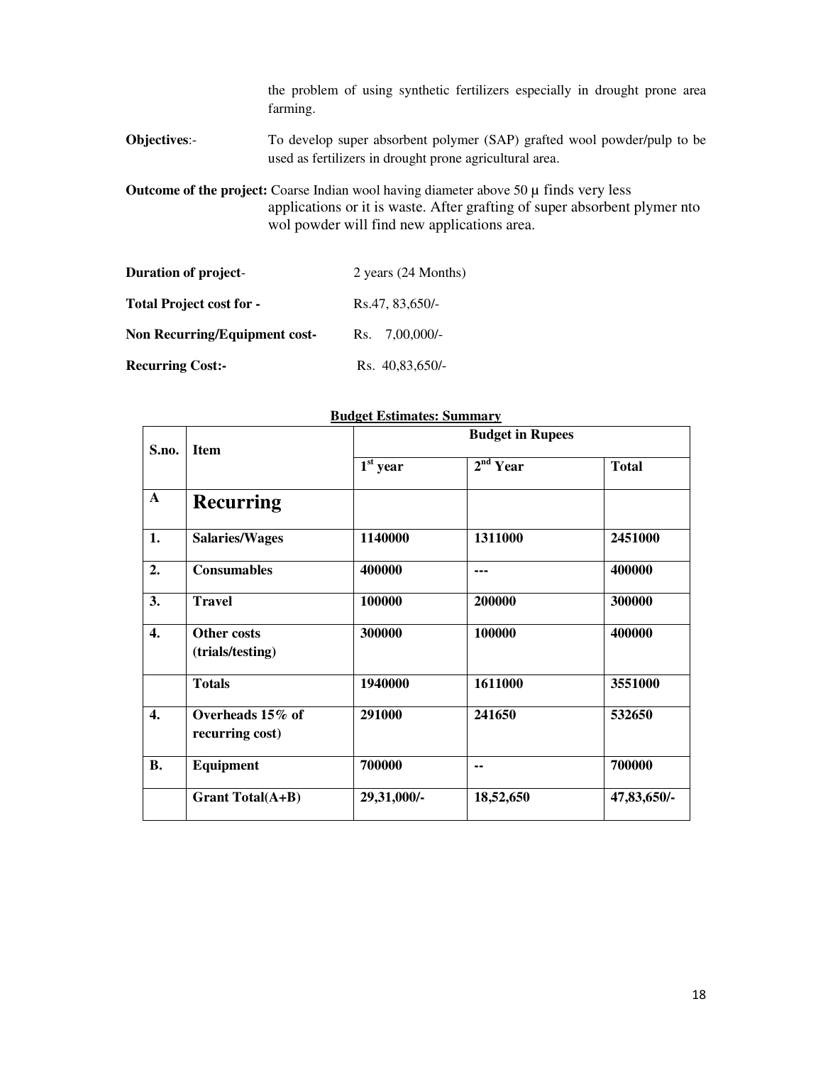the problem of using synthetic fertilizers especially in drought prone area farming.

**Objectives**:- To develop super absorbent polymer (SAP) grafted wool powder/pulp to be used as fertilizers in drought prone agricultural area.

**Outcome of the project:** Coarse Indian wool having diameter above 50 μ finds very less applications or it is waste. After grafting of super absorbent plymer nto wol powder will find new applications area.

**Duration of project**- 2 years (24 Months)

**Total Project cost for -** Rs.47, 83,650/-

**Non Recurring/Equipment cost-** Rs. 7,00,000/-

**Recurring Cost:-** Rs. 40,83,650/-

**Budget Estimates: Summary**

| S.no. | Item | Budget in Rupees | | |
|---|---|---|---|---|
| | | 1st year | 2nd Year | Total |
| **A** | **Recurring** | | | |
| **1.** | **Salaries/Wages** | **1140000** | **1311000** | **2451000** |
| **2.** | **Consumables** | **400000** | **---** | **400000** |
| **3.** | **Travel** | **100000** | **200000** | **300000** |
| **4.** | **Other costs (trials/testing)** | **300000** | **100000** | **400000** |
| | **Totals** | **1940000** | **1611000** | **3551000** |
| **4.** | **Overheads 15% of recurring cost)** | **291000** | **241650** | **532650** |
| **B.** | **Equipment** | **700000** | **--** | **700000** |
| | **Grant Total(A+B)** | **29,31,000/-** | **18,52,650** | **47,83,650/-** |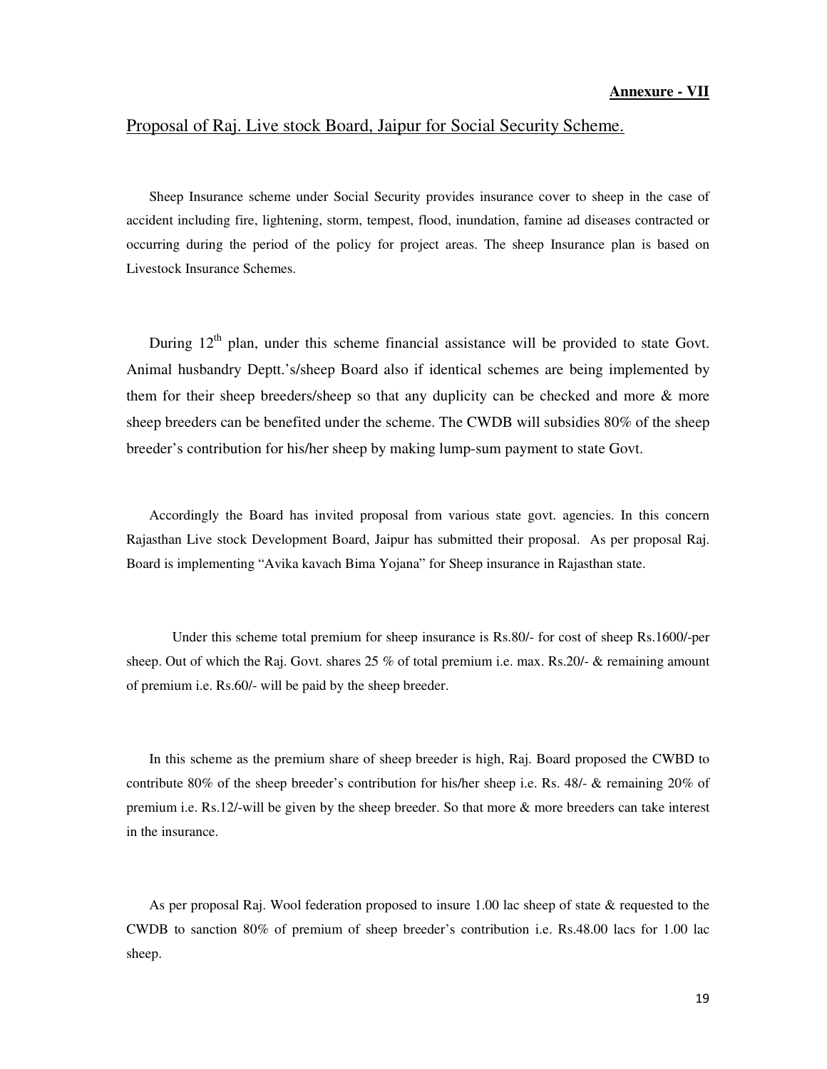**Annexure - VII**

## Proposal of Raj. Live stock Board, Jaipur for Social Security Scheme.

Sheep Insurance scheme under Social Security provides insurance cover to sheep in the case of accident including fire, lightening, storm, tempest, flood, inundation, famine ad diseases contracted or occurring during the period of the policy for project areas. The sheep Insurance plan is based on Livestock Insurance Schemes.

During 12[th] plan, under this scheme financial assistance will be provided to state Govt. Animal husbandry Deptt.'s/sheep Board also if identical schemes are being implemented by them for their sheep breeders/sheep so that any duplicity can be checked and more & more sheep breeders can be benefited under the scheme. The CWDB will subsidies 80% of the sheep breeder's contribution for his/her sheep by making lump-sum payment to state Govt.

Accordingly the Board has invited proposal from various state govt. agencies. In this concern Rajasthan Live stock Development Board, Jaipur has submitted their proposal. As per proposal Raj. Board is implementing "Avika kavach Bima Yojana" for Sheep insurance in Rajasthan state.

Under this scheme total premium for sheep insurance is Rs.80/- for cost of sheep Rs.1600/-per sheep. Out of which the Raj. Govt. shares 25 % of total premium i.e. max. Rs.20/- & remaining amount of premium i.e. Rs.60/- will be paid by the sheep breeder.

In this scheme as the premium share of sheep breeder is high, Raj. Board proposed the CWBD to contribute 80% of the sheep breeder's contribution for his/her sheep i.e. Rs. 48/- & remaining 20% of premium i.e. Rs.12/-will be given by the sheep breeder. So that more & more breeders can take interest in the insurance.

As per proposal Raj. Wool federation proposed to insure 1.00 lac sheep of state & requested to the CWDB to sanction 80% of premium of sheep breeder's contribution i.e. Rs.48.00 lacs for 1.00 lac sheep.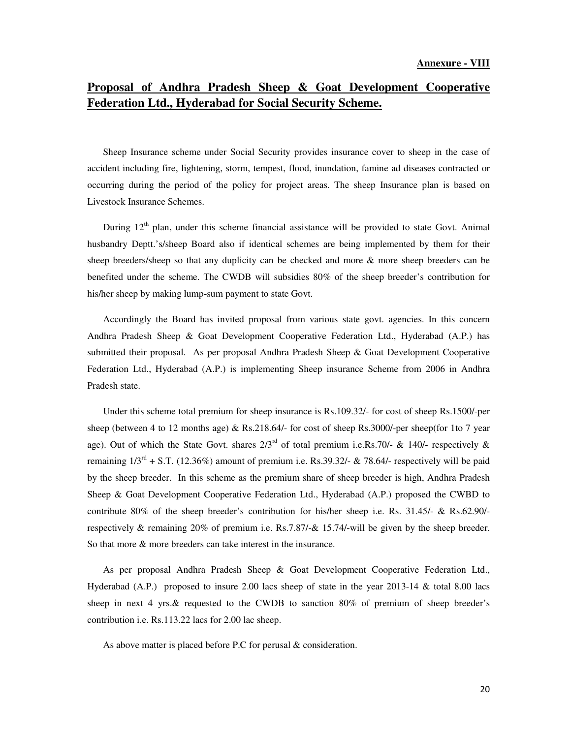**Annexure - VIII**

## Proposal of Andhra Pradesh Sheep & Goat Development Cooperative Federation Ltd., Hyderabad for Social Security Scheme.

Sheep Insurance scheme under Social Security provides insurance cover to sheep in the case of accident including fire, lightening, storm, tempest, flood, inundation, famine ad diseases contracted or occurring during the period of the policy for project areas. The sheep Insurance plan is based on Livestock Insurance Schemes.

During 12th plan, under this scheme financial assistance will be provided to state Govt. Animal husbandry Deptt.'s/sheep Board also if identical schemes are being implemented by them for their sheep breeders/sheep so that any duplicity can be checked and more & more sheep breeders can be benefited under the scheme. The CWDB will subsidies 80% of the sheep breeder's contribution for his/her sheep by making lump-sum payment to state Govt.

Accordingly the Board has invited proposal from various state govt. agencies. In this concern Andhra Pradesh Sheep & Goat Development Cooperative Federation Ltd., Hyderabad (A.P.) has submitted their proposal. As per proposal Andhra Pradesh Sheep & Goat Development Cooperative Federation Ltd., Hyderabad (A.P.) is implementing Sheep insurance Scheme from 2006 in Andhra Pradesh state.

Under this scheme total premium for sheep insurance is Rs.109.32/- for cost of sheep Rs.1500/-per sheep (between 4 to 12 months age) & Rs.218.64/- for cost of sheep Rs.3000/-per sheep(for 1to 7 year age). Out of which the State Govt. shares 2/3rd of total premium i.e.Rs.70/- & 140/- respectively & remaining 1/3rd + S.T. (12.36%) amount of premium i.e. Rs.39.32/- & 78.64/- respectively will be paid by the sheep breeder. In this scheme as the premium share of sheep breeder is high, Andhra Pradesh Sheep & Goat Development Cooperative Federation Ltd., Hyderabad (A.P.) proposed the CWBD to contribute 80% of the sheep breeder's contribution for his/her sheep i.e. Rs. 31.45/- & Rs.62.90/- respectively & remaining 20% of premium i.e. Rs.7.87/-& 15.74/-will be given by the sheep breeder. So that more & more breeders can take interest in the insurance.

As per proposal Andhra Pradesh Sheep & Goat Development Cooperative Federation Ltd., Hyderabad (A.P.) proposed to insure 2.00 lacs sheep of state in the year 2013-14 & total 8.00 lacs sheep in next 4 yrs.& requested to the CWDB to sanction 80% of premium of sheep breeder's contribution i.e. Rs.113.22 lacs for 2.00 lac sheep.

As above matter is placed before P.C for perusal & consideration.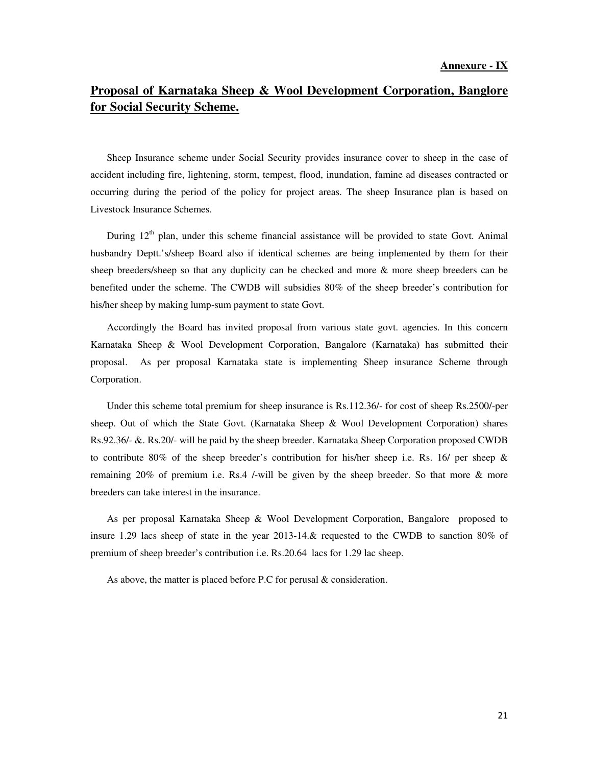**Annexure - IX**

# Proposal of Karnataka Sheep & Wool Development Corporation, Banglore for Social Security Scheme.

Sheep Insurance scheme under Social Security provides insurance cover to sheep in the case of accident including fire, lightening, storm, tempest, flood, inundation, famine ad diseases contracted or occurring during the period of the policy for project areas. The sheep Insurance plan is based on Livestock Insurance Schemes.

During 12th plan, under this scheme financial assistance will be provided to state Govt. Animal husbandry Deptt.'s/sheep Board also if identical schemes are being implemented by them for their sheep breeders/sheep so that any duplicity can be checked and more & more sheep breeders can be benefited under the scheme. The CWDB will subsidies 80% of the sheep breeder's contribution for his/her sheep by making lump-sum payment to state Govt.

Accordingly the Board has invited proposal from various state govt. agencies. In this concern Karnataka Sheep & Wool Development Corporation, Bangalore (Karnataka) has submitted their proposal. As per proposal Karnataka state is implementing Sheep insurance Scheme through Corporation.

Under this scheme total premium for sheep insurance is Rs.112.36/- for cost of sheep Rs.2500/-per sheep. Out of which the State Govt. (Karnataka Sheep & Wool Development Corporation) shares Rs.92.36/- &. Rs.20/- will be paid by the sheep breeder. Karnataka Sheep Corporation proposed CWDB to contribute 80% of the sheep breeder's contribution for his/her sheep i.e. Rs. 16/ per sheep & remaining 20% of premium i.e. Rs.4 /-will be given by the sheep breeder. So that more & more breeders can take interest in the insurance.

As per proposal Karnataka Sheep & Wool Development Corporation, Bangalore proposed to insure 1.29 lacs sheep of state in the year 2013-14.& requested to the CWDB to sanction 80% of premium of sheep breeder's contribution i.e. Rs.20.64 lacs for 1.29 lac sheep.

As above, the matter is placed before P.C for perusal & consideration.